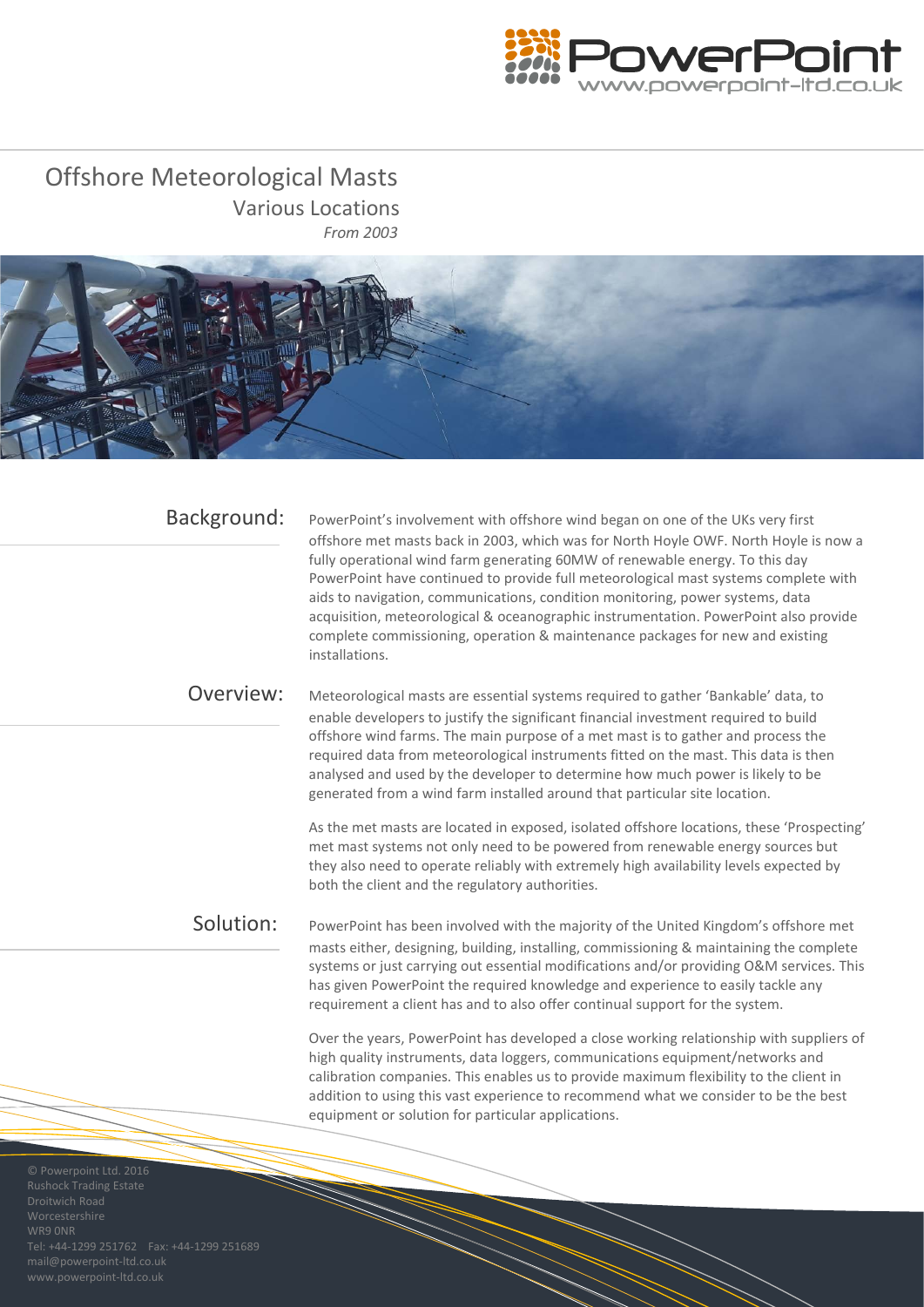# Offshore Meteorological Masts

## Various Locations

*From 2003*

## Background:

PowerPoint's involvement with offshore wind began on one of the UKs very first offshore met masts back in 2003, which was for North Hoyle OWF. North Hoyle is now a fully operational wind farm generating 60MW of renewable energy. To this day PowerPoint have continued to provide full meteorological mast systems complete with aids to navigation, communications, condition monitoring, power systems, data acquisition, meteorological & oceanographic instrumentation. PowerPoint also provide complete commissioning, operation & maintenance packages for new and existing installations.

## Overview:

Meteorological masts are essential systems required to gather 'Bankable' data, to enable developers to justify the significant financial investment required to build offshore wind farms. The main purpose of a met mast is to gather and process the required data from meteorological instruments fitted on the mast. This data is then analysed and used by the developer to determine how much power is likely to be generated from a wind farm installed around that particular site location.

As the met masts are located in exposed, isolated offshore locations, these 'Prospecting' met mast systems not only need to be powered from renewable energy sources but they also need to operate reliably with extremely high availability levels expected by both the client and the regulatory authorities.

## Solution:

PowerPoint has been involved with the majority of the United Kingdom's offshore met masts either, designing, building, installing, commissioning & maintaining the complete systems or just carrying out essential modifications and/or providing O&M services. This has given PowerPoint the required knowledge and experience to easily tackle any requirement a client has and to also offer continual support for the system.

Over the years, PowerPoint has developed a close working relationship with suppliers of high quality instruments, data loggers, communications equipment/networks and calibration companies. This enables us to provide maximum flexibility to the client in addition to using this vast experience to recommend what we consider to be the best equipment or solution for particular applications.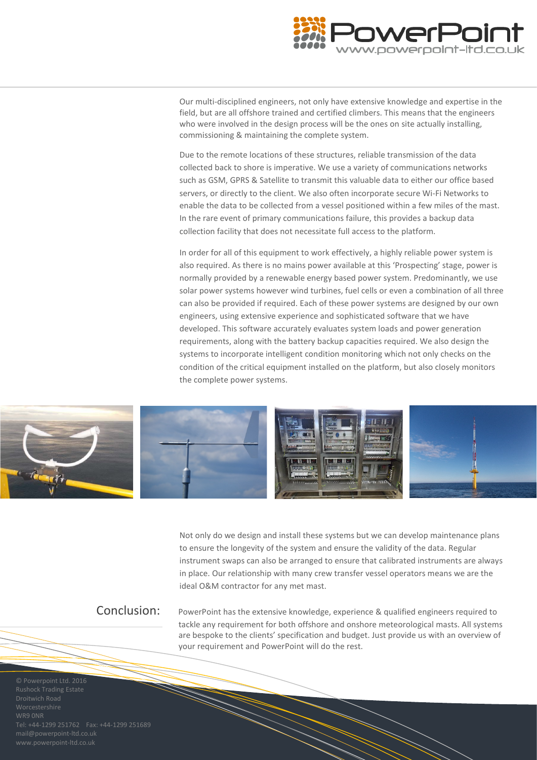Our multi-disciplined engineers, not only have extensive knowledge and expertise in the field, but are all offshore trained and certified climbers. This means that the engineers who were involved in the design process will be the ones on site actually installing, commissioning & maintaining the complete system.

Due to the remote locations of these structures, reliable transmission of the data collected back to shore is imperative. We use a variety of communications networks such as GSM, GPRS & Satellite to transmit this valuable data to either our office based servers, or directly to the client. We also often incorporate secure Wi-Fi Networks to enable the data to be collected from a vessel positioned within a few miles of the mast. In the rare event of primary communications failure, this provides a backup data collection facility that does not necessitate full access to the platform.

In order for all of this equipment to work effectively, a highly reliable power system is also required. As there is no mains power available at this 'Prospecting' stage, power is normally provided by a renewable energy based power system. Predominantly, we use solar power systems however wind turbines, fuel cells or even a combination of all three can also be provided if required. Each of these power systems are designed by our own engineers, using extensive experience and sophisticated software that we have developed. This software accurately evaluates system loads and power generation requirements, along with the battery backup capacities required. We also design the systems to incorporate intelligent condition monitoring which not only checks on the condition of the critical equipment installed on the platform, but also closely monitors the complete power systems.

Not only do we design and install these systems but we can develop maintenance plans to ensure the longevity of the system and ensure the validity of the data. Regular instrument swaps can also be arranged to ensure that calibrated instruments are always in place. Our relationship with many crew transfer vessel operators means we are the ideal O&M contractor for any met mast.

## Conclusion:

PowerPoint has the extensive knowledge, experience & qualified engineers required to tackle any requirement for both offshore and onshore meteorological masts. All systems are bespoke to the clients' specification and budget. Just provide us with an overview of your requirement and PowerPoint will do the rest.

© Powerpoint Ltd. 2016
Rushock Trading Estate
Droitwich Road
Worcestershire
WR9 0NR
Tel: +44-1299 251762 Fax: +44-1299 251689
mail@powerpoint-ltd.co.uk
www.powerpoint-ltd.co.uk